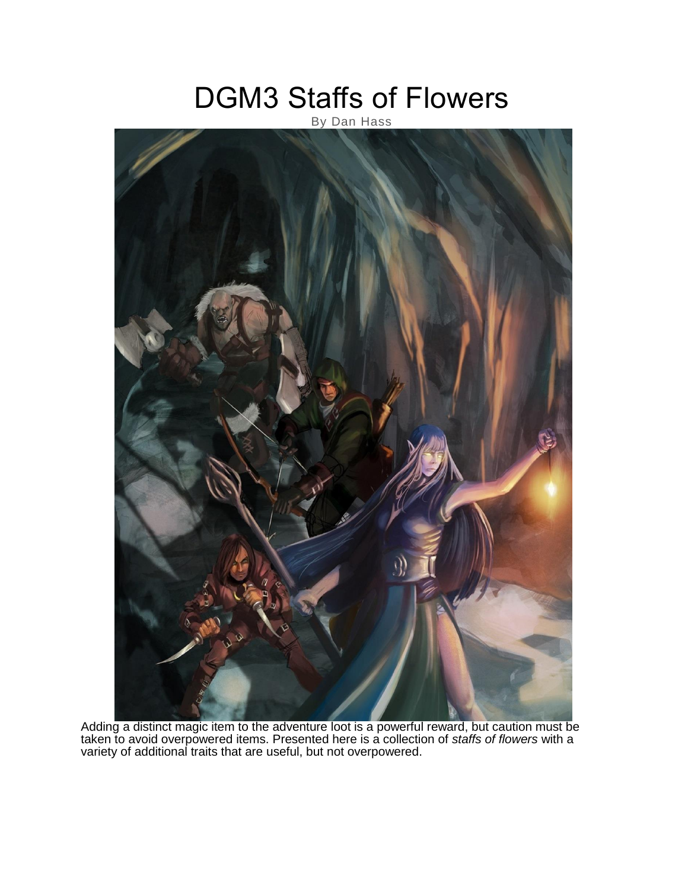# DGM3 Staffs of Flowers

By Dan Hass

Adding a distinct magic item to the adventure loot is a powerful reward, but caution must be taken to avoid overpowered items. Presented here is a collection of *staffs of flowers* with a variety of additional traits that are useful, but not overpowered.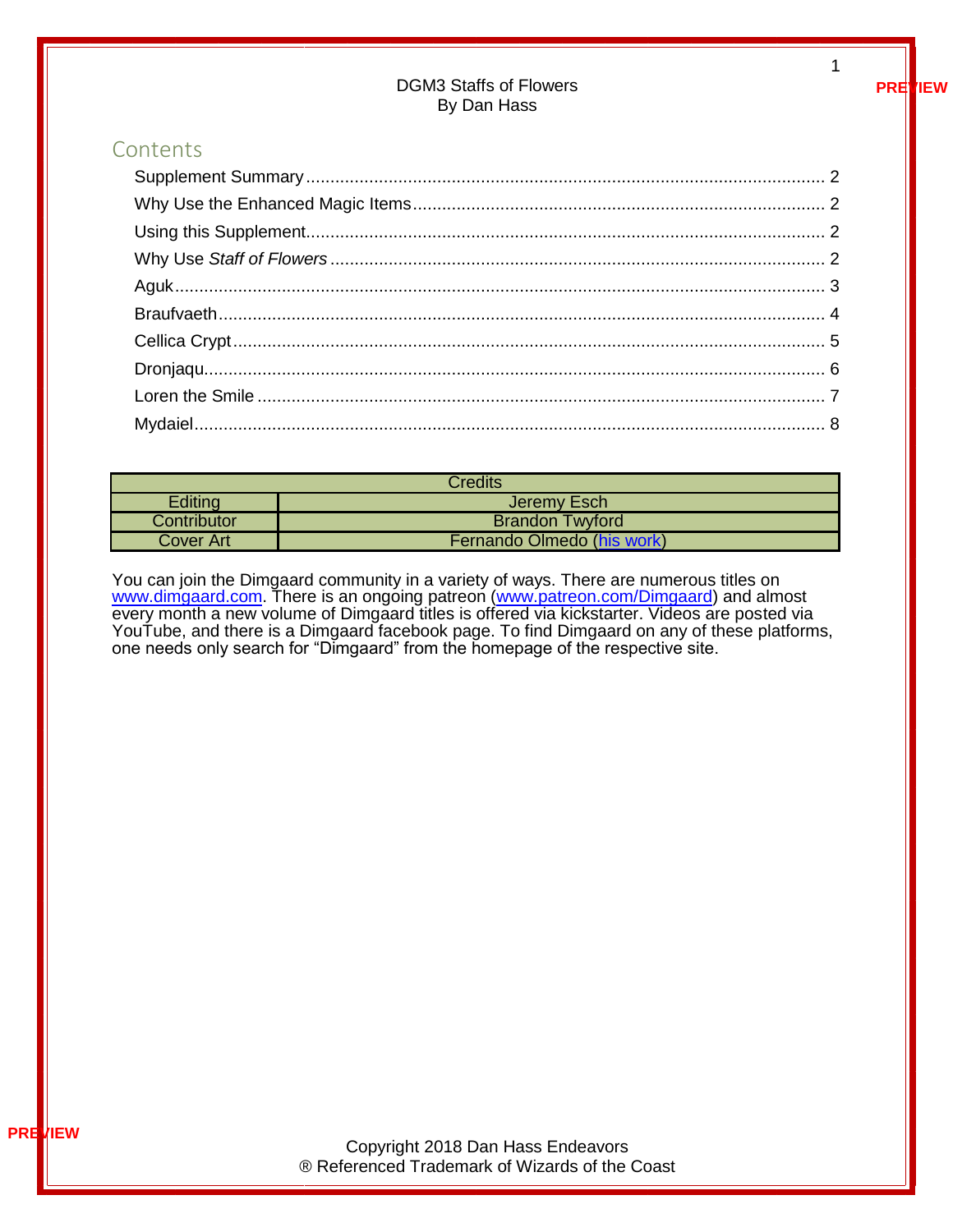DGM3 Staffs of Flowers
By Dan Hass

## Contents

- Supplement Summary ........ 2
- Why Use the Enhanced Magic Items ........ 2
- Using this Supplement ........ 2
- Why Use *Staff of Flowers* ........ 2
- Aguk ........ 3
- Braufvaeth ........ 4
- Cellica Crypt ........ 5
- Dronjaqu ........ 6
- Loren the Smile ........ 7
- Mydaiel ........ 8

| Credits | |
|---|---|
| Editing | Jeremy Esch |
| Contributor | Brandon Twyford |
| Cover Art | Fernando Olmedo (his work) |

You can join the Dimgaard community in a variety of ways. There are numerous titles on www.dimgaard.com. There is an ongoing patreon (www.patreon.com/Dimgaard) and almost every month a new volume of Dimgaard titles is offered via kickstarter. Videos are posted via YouTube, and there is a Dimgaard facebook page. To find Dimgaard on any of these platforms, one needs only search for "Dimgaard" from the homepage of the respective site.

Copyright 2018 Dan Hass Endeavors
® Referenced Trademark of Wizards of the Coast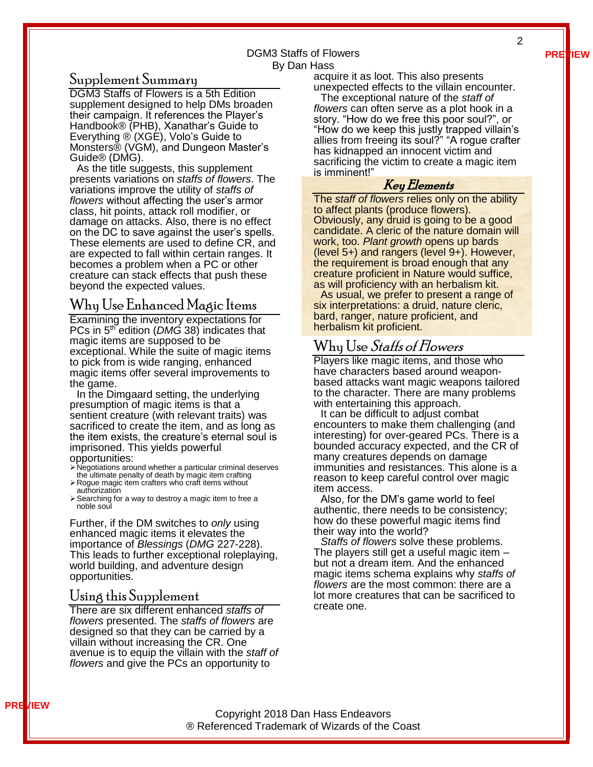DGM3 Staffs of Flowers
By Dan Hass

## Supplement Summary

DGM3 Staffs of Flowers is a 5th Edition supplement designed to help DMs broaden their campaign. It references the Player's Handbook® (PHB), Xanathar's Guide to Everything ® (XGE), Volo's Guide to Monsters® (VGM), and Dungeon Master's Guide® (DMG).

As the title suggests, this supplement presents variations on *staffs of flowers*. The variations improve the utility of *staffs of flowers* without affecting the user's armor class, hit points, attack roll modifier, or damage on attacks. Also, there is no effect on the DC to save against the user's spells. These elements are used to define CR, and are expected to fall within certain ranges. It becomes a problem when a PC or other creature can stack effects that push these beyond the expected values.

## Why Use Enhanced Magic Items

Examining the inventory expectations for PCs in 5th edition (*DMG* 38) indicates that magic items are supposed to be exceptional. While the suite of magic items to pick from is wide ranging, enhanced magic items offer several improvements to the game.

In the Dimgaard setting, the underlying presumption of magic items is that a sentient creature (with relevant traits) was sacrificed to create the item, and as long as the item exists, the creature's eternal soul is imprisoned. This yields powerful opportunities:

- Negotiations around whether a particular criminal deserves the ultimate penalty of death by magic item crafting
- Rogue magic item crafters who craft items without authorization
- Searching for a way to destroy a magic item to free a noble soul

Further, if the DM switches to *only* using enhanced magic items it elevates the importance of *Blessings* (*DMG* 227-228). This leads to further exceptional roleplaying, world building, and adventure design opportunities.

## Using this Supplement

There are six different enhanced *staffs of flowers* presented. The *staffs of flowers* are designed so that they can be carried by a villain without increasing the CR. One avenue is to equip the villain with the *staff of flowers* and give the PCs an opportunity to acquire it as loot. This also presents unexpected effects to the villain encounter.

The exceptional nature of the *staff of flowers* can often serve as a plot hook in a story. "How do we free this poor soul?", or "How do we keep this justly trapped villain's allies from freeing its soul?" "A rogue crafter has kidnapped an innocent victim and sacrificing the victim to create a magic item is imminent!"

### Key Elements

The *staff of flowers* relies only on the ability to affect plants (produce flowers). Obviously, any druid is going to be a good candidate. A cleric of the nature domain will work, too. *Plant growth* opens up bards (level 5+) and rangers (level 9+). However, the requirement is broad enough that any creature proficient in Nature would suffice, as will proficiency with an herbalism kit.

As usual, we prefer to present a range of six interpretations: a druid, nature cleric, bard, ranger, nature proficient, and herbalism kit proficient.

## Why Use *Staffs of Flowers*

Players like magic items, and those who have characters based around weapon-based attacks want magic weapons tailored to the character. There are many problems with entertaining this approach.

It can be difficult to adjust combat encounters to make them challenging (and interesting) for over-geared PCs. There is a bounded accuracy expected, and the CR of many creatures depends on damage immunities and resistances. This alone is a reason to keep careful control over magic item access.

Also, for the DM's game world to feel authentic, there needs to be consistency; how do these powerful magic items find their way into the world?

*Staffs of flowers* solve these problems. The players still get a useful magic item – but not a dream item. And the enhanced magic items schema explains why *staffs of flowers* are the most common: there are a lot more creatures that can be sacrificed to create one.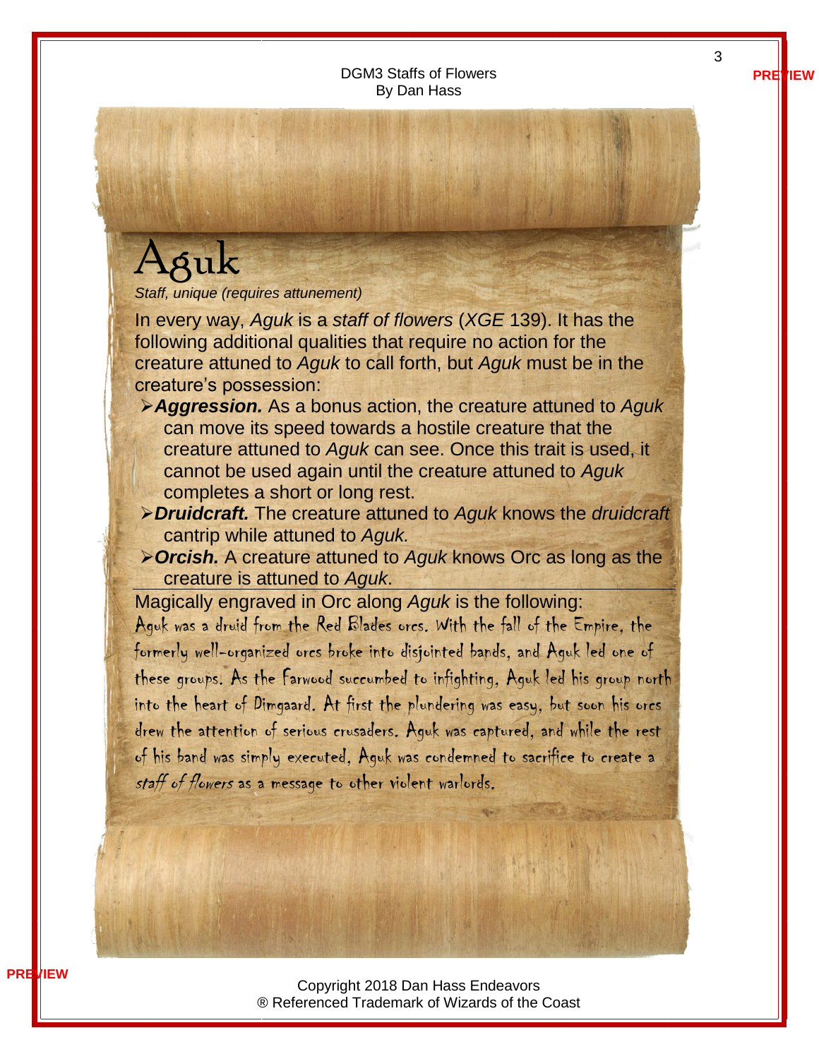# Aguk

*Staff, unique (requires attunement)*

In every way, *Aguk* is a *staff of flowers* (*XGE* 139). It has the following additional qualities that require no action for the creature attuned to *Aguk* to call forth, but *Aguk* must be in the creature's possession:

- ***Aggression.*** As a bonus action, the creature attuned to *Aguk* can move its speed towards a hostile creature that the creature attuned to *Aguk* can see. Once this trait is used, it cannot be used again until the creature attuned to *Aguk* completes a short or long rest.
- ***Druidcraft.*** The creature attuned to *Aguk* knows the *druidcraft* cantrip while attuned to *Aguk.*
- ***Orcish.*** A creature attuned to *Aguk* knows Orc as long as the creature is attuned to *Aguk*.

---

Magically engraved in Orc along *Aguk* is the following:

Aguk was a druid from the Red Blades orcs. With the fall of the Empire, the formerly well-organized orcs broke into disjointed bands, and Aguk led one of these groups. As the Farwood succumbed to infighting, Aguk led his group north into the heart of Dimgaard. At first the plundering was easy, but soon his orcs drew the attention of serious crusaders. Aguk was captured, and while the rest of his band was simply executed, Aguk was condemned to sacrifice to create a *staff of flowers* as a message to other violent warlords.